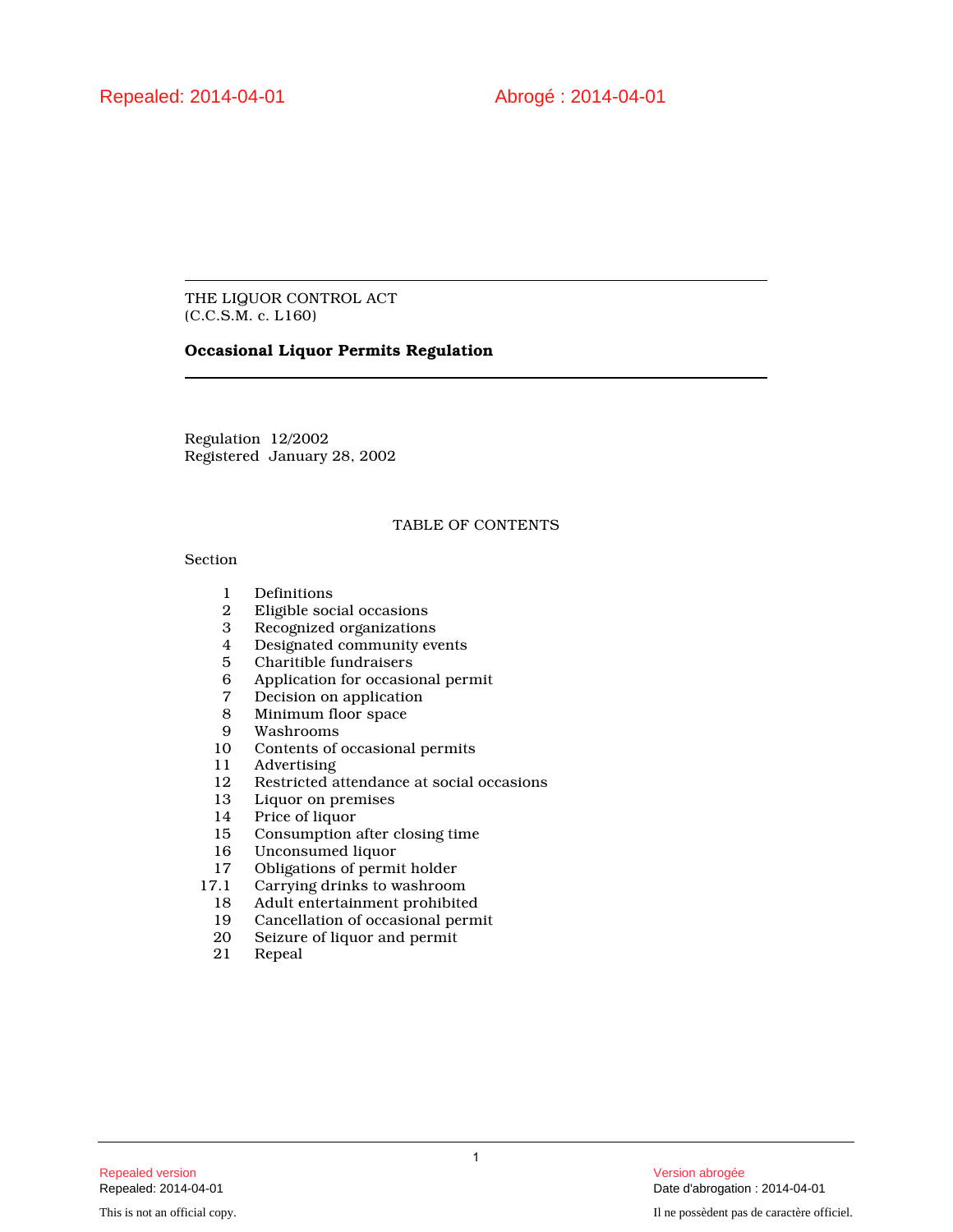Repealed: 2014-04-01 | Abrogé : 2014-04-01

THE LIQUOR CONTROL ACT
(C.C.S.M. c. L160)

# Occasional Liquor Permits Regulation

Regulation 12/2002
Registered January 28, 2002

## TABLE OF CONTENTS

Section

| | |
|---|---|
| 1 | Definitions |
| 2 | Eligible social occasions |
| 3 | Recognized organizations |
| 4 | Designated community events |
| 5 | Charitible fundraisers |
| 6 | Application for occasional permit |
| 7 | Decision on application |
| 8 | Minimum floor space |
| 9 | Washrooms |
| 10 | Contents of occasional permits |
| 11 | Advertising |
| 12 | Restricted attendance at social occasions |
| 13 | Liquor on premises |
| 14 | Price of liquor |
| 15 | Consumption after closing time |
| 16 | Unconsumed liquor |
| 17 | Obligations of permit holder |
| 17.1 | Carrying drinks to washroom |
| 18 | Adult entertainment prohibited |
| 19 | Cancellation of occasional permit |
| 20 | Seizure of liquor and permit |
| 21 | Repeal |

Repealed version
Repealed: 2014-04-01

Version abrogée
Date d'abrogation : 2014-04-01

This is not an official copy.

Il ne possèdent pas de caractère officiel.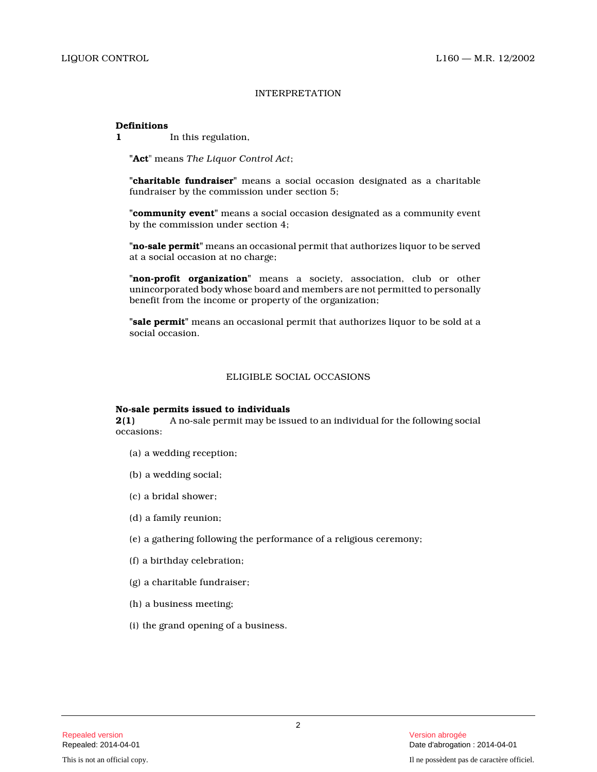## INTERPRETATION

**Definitions**

**1** In this regulation,

"**Act**" means *The Liquor Control Act*;

"**charitable fundraiser**" means a social occasion designated as a charitable fundraiser by the commission under section 5;

"**community event**" means a social occasion designated as a community event by the commission under section 4;

"**no-sale permit**" means an occasional permit that authorizes liquor to be served at a social occasion at no charge;

"**non-profit organization**" means a society, association, club or other unincorporated body whose board and members are not permitted to personally benefit from the income or property of the organization;

"**sale permit**" means an occasional permit that authorizes liquor to be sold at a social occasion.

## ELIGIBLE SOCIAL OCCASIONS

**No-sale permits issued to individuals**

**2(1)** A no-sale permit may be issued to an individual for the following social occasions:

(a) a wedding reception;

(b) a wedding social;

(c) a bridal shower;

(d) a family reunion;

(e) a gathering following the performance of a religious ceremony;

(f) a birthday celebration;

(g) a charitable fundraiser;

(h) a business meeting;

(i) the grand opening of a business.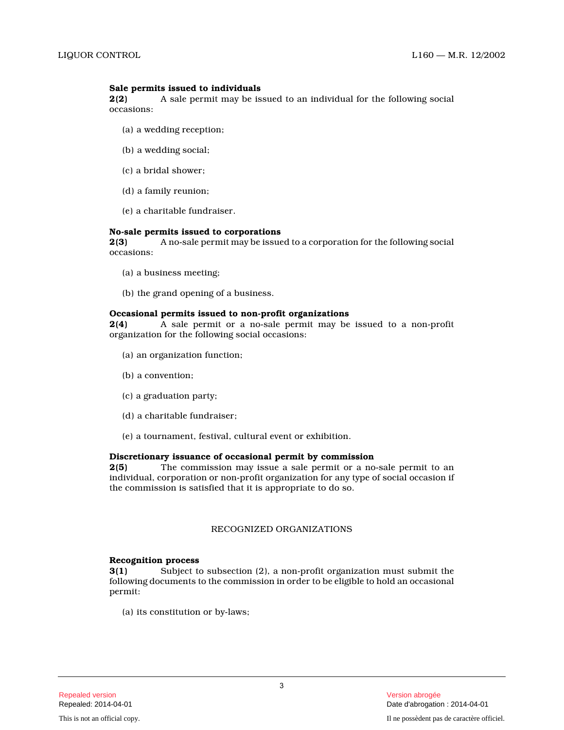**Sale permits issued to individuals**

**2(2)** A sale permit may be issued to an individual for the following social occasions:

(a) a wedding reception;

(b) a wedding social;

(c) a bridal shower;

(d) a family reunion;

(e) a charitable fundraiser.

**No-sale permits issued to corporations**

**2(3)** A no-sale permit may be issued to a corporation for the following social occasions:

(a) a business meeting;

(b) the grand opening of a business.

**Occasional permits issued to non-profit organizations**

**2(4)** A sale permit or a no-sale permit may be issued to a non-profit organization for the following social occasions:

(a) an organization function;

(b) a convention;

(c) a graduation party;

(d) a charitable fundraiser;

(e) a tournament, festival, cultural event or exhibition.

**Discretionary issuance of occasional permit by commission**

**2(5)** The commission may issue a sale permit or a no-sale permit to an individual, corporation or non-profit organization for any type of social occasion if the commission is satisfied that it is appropriate to do so.

## RECOGNIZED ORGANIZATIONS

**Recognition process**

**3(1)** Subject to subsection (2), a non-profit organization must submit the following documents to the commission in order to be eligible to hold an occasional permit:

(a) its constitution or by-laws;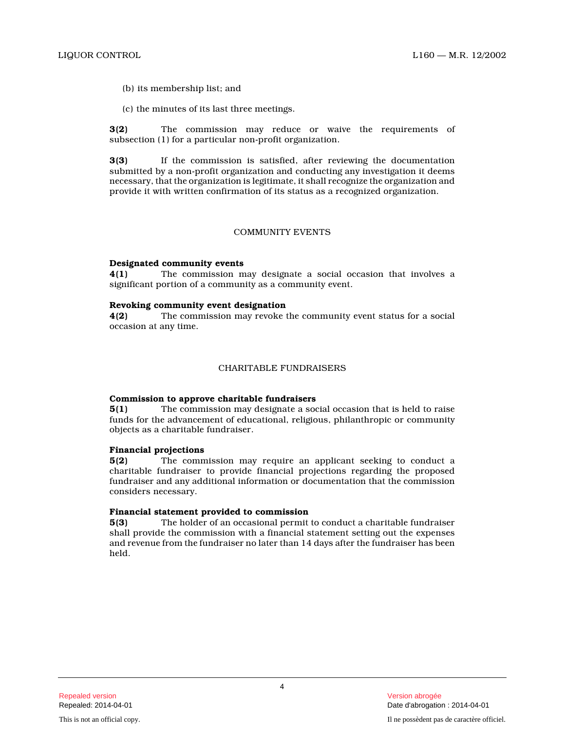(b) its membership list; and

(c) the minutes of its last three meetings.

**3(2)** The commission may reduce or waive the requirements of subsection (1) for a particular non-profit organization.

**3(3)** If the commission is satisfied, after reviewing the documentation submitted by a non-profit organization and conducting any investigation it deems necessary, that the organization is legitimate, it shall recognize the organization and provide it with written confirmation of its status as a recognized organization.

## COMMUNITY EVENTS

**Designated community events**
**4(1)** The commission may designate a social occasion that involves a significant portion of a community as a community event.

**Revoking community event designation**
**4(2)** The commission may revoke the community event status for a social occasion at any time.

## CHARITABLE FUNDRAISERS

**Commission to approve charitable fundraisers**
**5(1)** The commission may designate a social occasion that is held to raise funds for the advancement of educational, religious, philanthropic or community objects as a charitable fundraiser.

**Financial projections**
**5(2)** The commission may require an applicant seeking to conduct a charitable fundraiser to provide financial projections regarding the proposed fundraiser and any additional information or documentation that the commission considers necessary.

**Financial statement provided to commission**
**5(3)** The holder of an occasional permit to conduct a charitable fundraiser shall provide the commission with a financial statement setting out the expenses and revenue from the fundraiser no later than 14 days after the fundraiser has been held.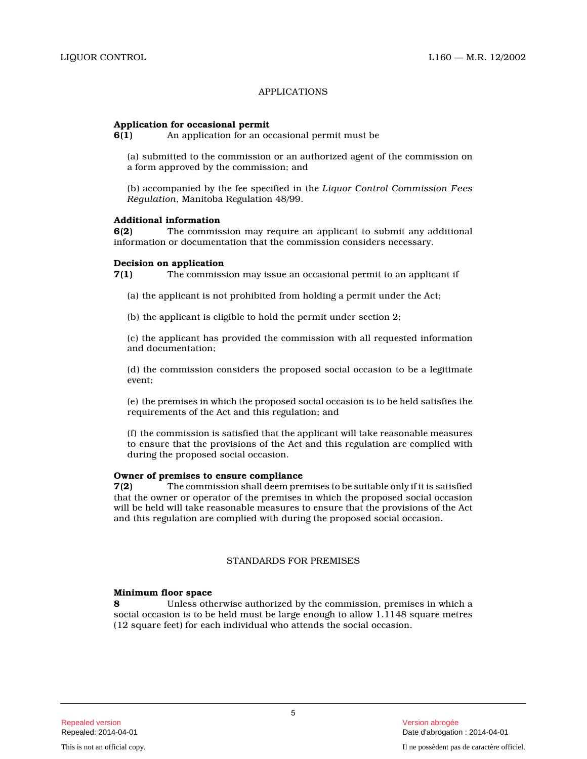## APPLICATIONS

**Application for occasional permit**

**6(1)** An application for an occasional permit must be

(a) submitted to the commission or an authorized agent of the commission on a form approved by the commission; and

(b) accompanied by the fee specified in the *Liquor Control Commission Fees Regulation*, Manitoba Regulation 48/99.

**Additional information**

**6(2)** The commission may require an applicant to submit any additional information or documentation that the commission considers necessary.

**Decision on application**

**7(1)** The commission may issue an occasional permit to an applicant if

(a) the applicant is not prohibited from holding a permit under the Act;

(b) the applicant is eligible to hold the permit under section 2;

(c) the applicant has provided the commission with all requested information and documentation;

(d) the commission considers the proposed social occasion to be a legitimate event;

(e) the premises in which the proposed social occasion is to be held satisfies the requirements of the Act and this regulation; and

(f) the commission is satisfied that the applicant will take reasonable measures to ensure that the provisions of the Act and this regulation are complied with during the proposed social occasion.

**Owner of premises to ensure compliance**

**7(2)** The commission shall deem premises to be suitable only if it is satisfied that the owner or operator of the premises in which the proposed social occasion will be held will take reasonable measures to ensure that the provisions of the Act and this regulation are complied with during the proposed social occasion.

## STANDARDS FOR PREMISES

**Minimum floor space**

**8** Unless otherwise authorized by the commission, premises in which a social occasion is to be held must be large enough to allow 1.1148 square metres (12 square feet) for each individual who attends the social occasion.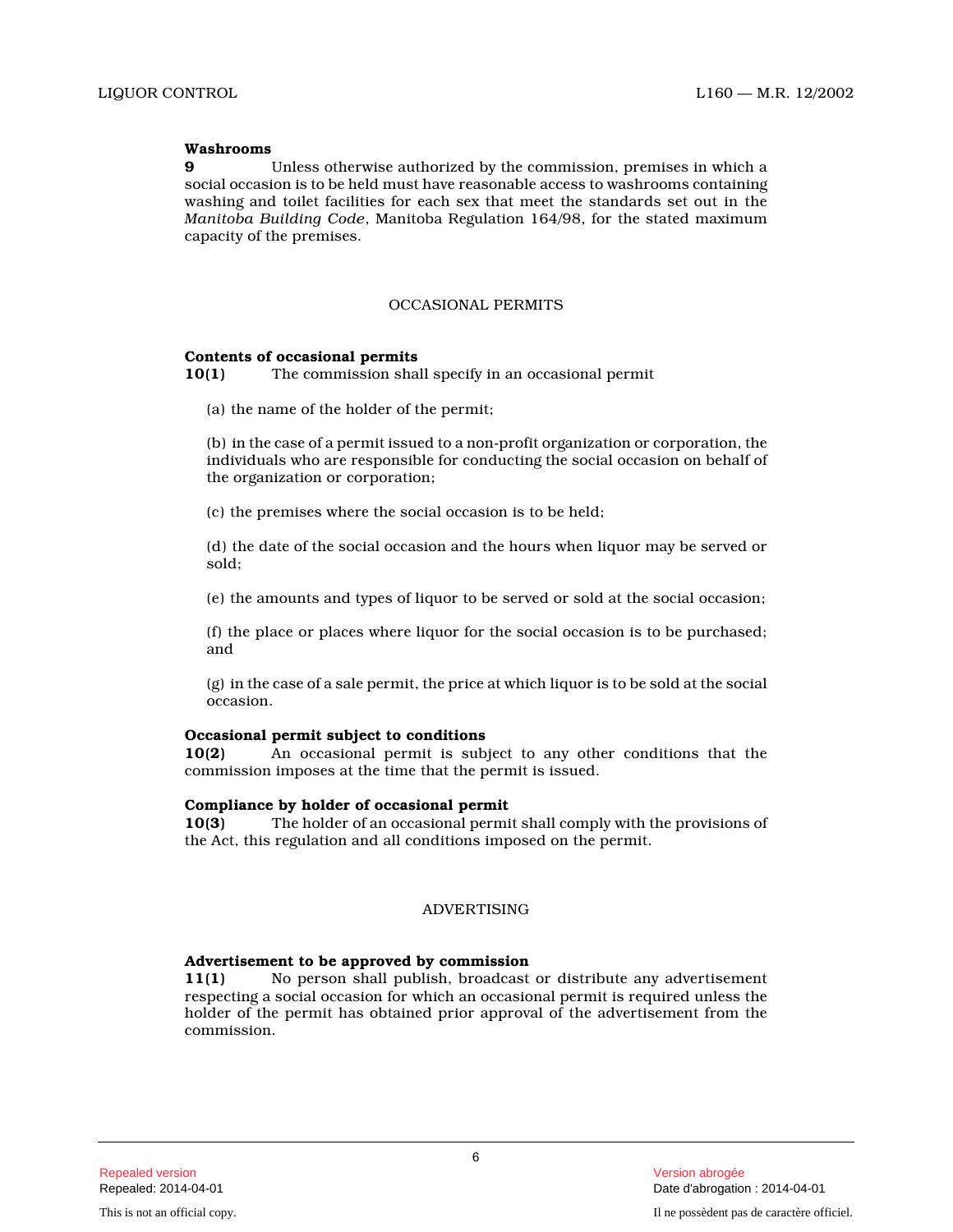**Washrooms**

**9** Unless otherwise authorized by the commission, premises in which a social occasion is to be held must have reasonable access to washrooms containing washing and toilet facilities for each sex that meet the standards set out in the *Manitoba Building Code*, Manitoba Regulation 164/98, for the stated maximum capacity of the premises.

OCCASIONAL PERMITS

**Contents of occasional permits**

**10(1)** The commission shall specify in an occasional permit

(a) the name of the holder of the permit;

(b) in the case of a permit issued to a non-profit organization or corporation, the individuals who are responsible for conducting the social occasion on behalf of the organization or corporation;

(c) the premises where the social occasion is to be held;

(d) the date of the social occasion and the hours when liquor may be served or sold;

(e) the amounts and types of liquor to be served or sold at the social occasion;

(f) the place or places where liquor for the social occasion is to be purchased; and

(g) in the case of a sale permit, the price at which liquor is to be sold at the social occasion.

**Occasional permit subject to conditions**

**10(2)** An occasional permit is subject to any other conditions that the commission imposes at the time that the permit is issued.

**Compliance by holder of occasional permit**

**10(3)** The holder of an occasional permit shall comply with the provisions of the Act, this regulation and all conditions imposed on the permit.

ADVERTISING

**Advertisement to be approved by commission**

**11(1)** No person shall publish, broadcast or distribute any advertisement respecting a social occasion for which an occasional permit is required unless the holder of the permit has obtained prior approval of the advertisement from the commission.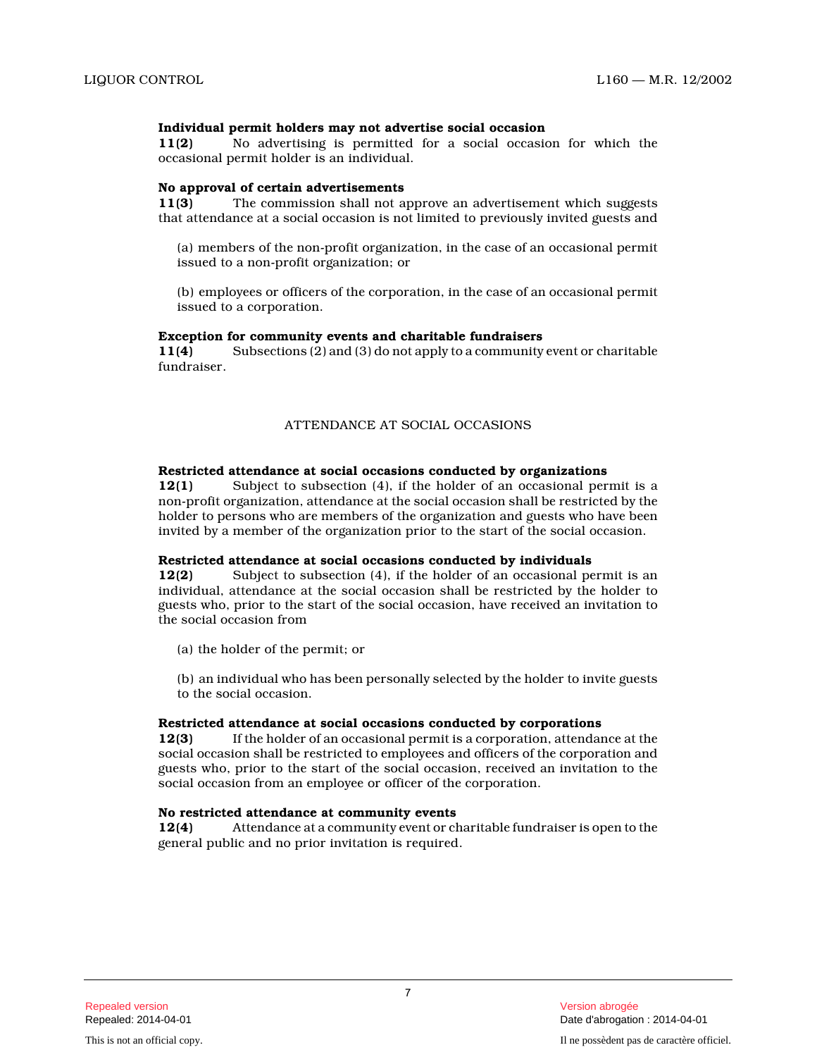**Individual permit holders may not advertise social occasion**

**11(2)** No advertising is permitted for a social occasion for which the occasional permit holder is an individual.

**No approval of certain advertisements**

**11(3)** The commission shall not approve an advertisement which suggests that attendance at a social occasion is not limited to previously invited guests and

(a) members of the non-profit organization, in the case of an occasional permit issued to a non-profit organization; or

(b) employees or officers of the corporation, in the case of an occasional permit issued to a corporation.

**Exception for community events and charitable fundraisers**

**11(4)** Subsections (2) and (3) do not apply to a community event or charitable fundraiser.

## ATTENDANCE AT SOCIAL OCCASIONS

**Restricted attendance at social occasions conducted by organizations**

**12(1)** Subject to subsection (4), if the holder of an occasional permit is a non-profit organization, attendance at the social occasion shall be restricted by the holder to persons who are members of the organization and guests who have been invited by a member of the organization prior to the start of the social occasion.

**Restricted attendance at social occasions conducted by individuals**

**12(2)** Subject to subsection (4), if the holder of an occasional permit is an individual, attendance at the social occasion shall be restricted by the holder to guests who, prior to the start of the social occasion, have received an invitation to the social occasion from

(a) the holder of the permit; or

(b) an individual who has been personally selected by the holder to invite guests to the social occasion.

**Restricted attendance at social occasions conducted by corporations**

**12(3)** If the holder of an occasional permit is a corporation, attendance at the social occasion shall be restricted to employees and officers of the corporation and guests who, prior to the start of the social occasion, received an invitation to the social occasion from an employee or officer of the corporation.

**No restricted attendance at community events**

**12(4)** Attendance at a community event or charitable fundraiser is open to the general public and no prior invitation is required.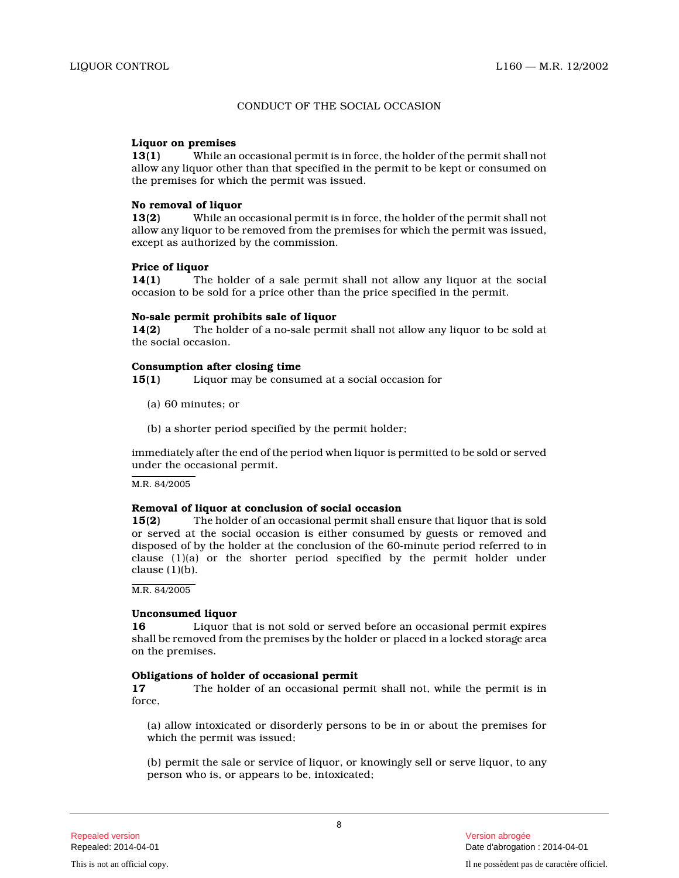## CONDUCT OF THE SOCIAL OCCASION

**Liquor on premises**

**13(1)** While an occasional permit is in force, the holder of the permit shall not allow any liquor other than that specified in the permit to be kept or consumed on the premises for which the permit was issued.

**No removal of liquor**

**13(2)** While an occasional permit is in force, the holder of the permit shall not allow any liquor to be removed from the premises for which the permit was issued, except as authorized by the commission.

**Price of liquor**

**14(1)** The holder of a sale permit shall not allow any liquor at the social occasion to be sold for a price other than the price specified in the permit.

**No-sale permit prohibits sale of liquor**

**14(2)** The holder of a no-sale permit shall not allow any liquor to be sold at the social occasion.

**Consumption after closing time**

**15(1)** Liquor may be consumed at a social occasion for

(a) 60 minutes; or

(b) a shorter period specified by the permit holder;

immediately after the end of the period when liquor is permitted to be sold or served under the occasional permit.

M.R. 84/2005

**Removal of liquor at conclusion of social occasion**

**15(2)** The holder of an occasional permit shall ensure that liquor that is sold or served at the social occasion is either consumed by guests or removed and disposed of by the holder at the conclusion of the 60-minute period referred to in clause (1)(a) or the shorter period specified by the permit holder under clause (1)(b).

M.R. 84/2005

**Unconsumed liquor**

**16** Liquor that is not sold or served before an occasional permit expires shall be removed from the premises by the holder or placed in a locked storage area on the premises.

**Obligations of holder of occasional permit**

**17** The holder of an occasional permit shall not, while the permit is in force,

(a) allow intoxicated or disorderly persons to be in or about the premises for which the permit was issued;

(b) permit the sale or service of liquor, or knowingly sell or serve liquor, to any person who is, or appears to be, intoxicated;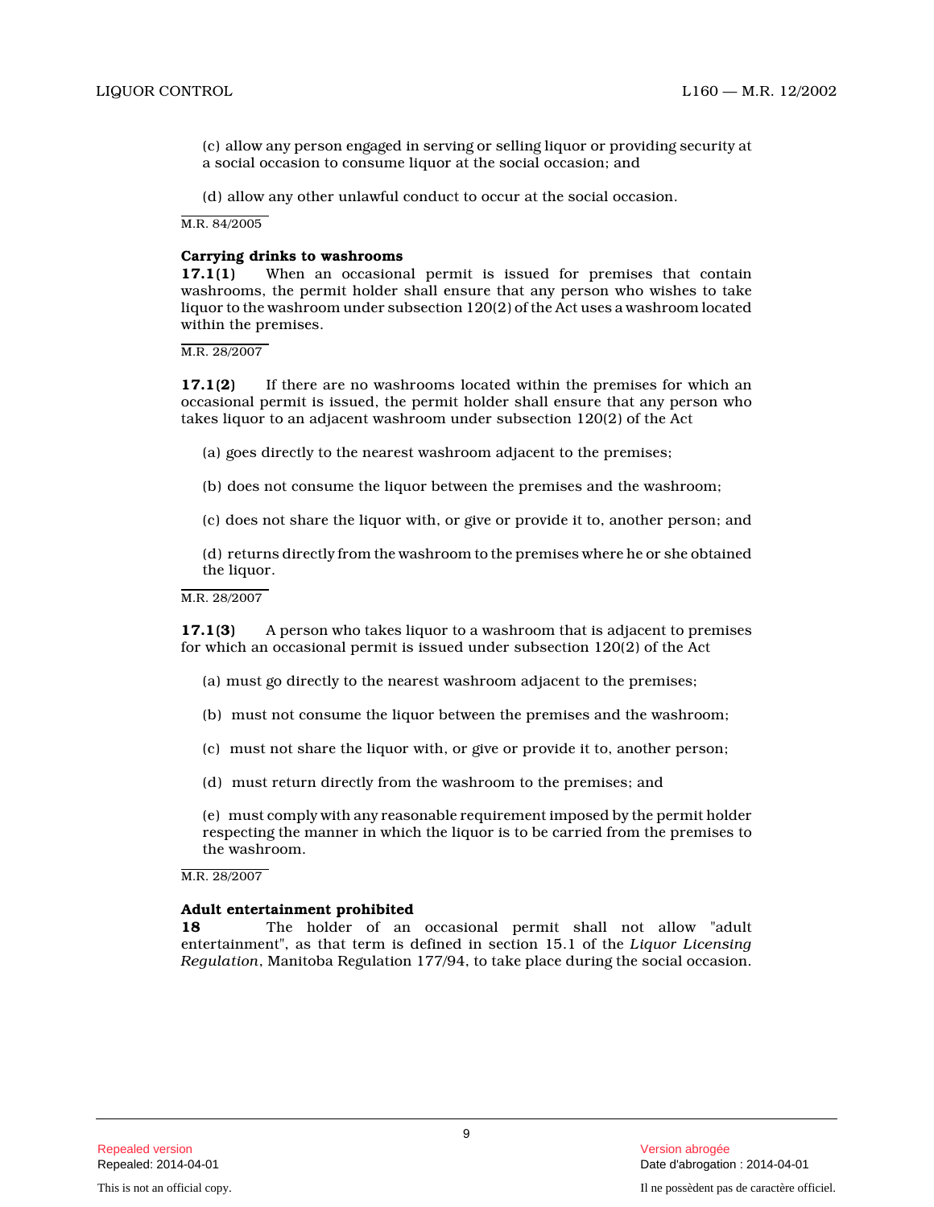(c) allow any person engaged in serving or selling liquor or providing security at a social occasion to consume liquor at the social occasion; and

(d) allow any other unlawful conduct to occur at the social occasion.

M.R. 84/2005

**Carrying drinks to washrooms**

**17.1(1)** When an occasional permit is issued for premises that contain washrooms, the permit holder shall ensure that any person who wishes to take liquor to the washroom under subsection 120(2) of the Act uses a washroom located within the premises.

M.R. 28/2007

**17.1(2)** If there are no washrooms located within the premises for which an occasional permit is issued, the permit holder shall ensure that any person who takes liquor to an adjacent washroom under subsection 120(2) of the Act

(a) goes directly to the nearest washroom adjacent to the premises;

(b) does not consume the liquor between the premises and the washroom;

(c) does not share the liquor with, or give or provide it to, another person; and

(d) returns directly from the washroom to the premises where he or she obtained the liquor.

M.R. 28/2007

**17.1(3)** A person who takes liquor to a washroom that is adjacent to premises for which an occasional permit is issued under subsection 120(2) of the Act

(a) must go directly to the nearest washroom adjacent to the premises;

(b) must not consume the liquor between the premises and the washroom;

(c) must not share the liquor with, or give or provide it to, another person;

(d) must return directly from the washroom to the premises; and

(e) must comply with any reasonable requirement imposed by the permit holder respecting the manner in which the liquor is to be carried from the premises to the washroom.

M.R. 28/2007

**Adult entertainment prohibited**

**18** The holder of an occasional permit shall not allow "adult entertainment", as that term is defined in section 15.1 of the *Liquor Licensing Regulation*, Manitoba Regulation 177/94, to take place during the social occasion.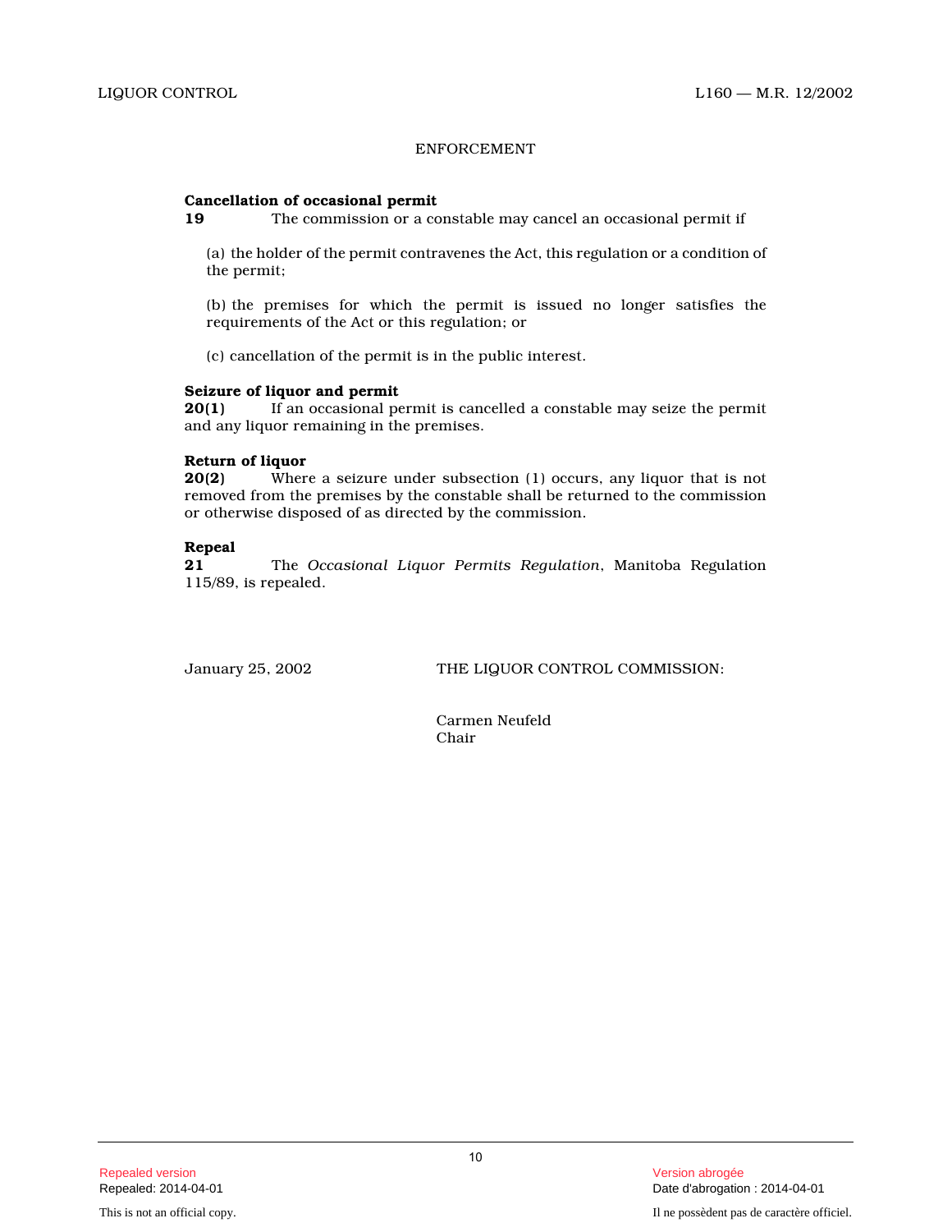## ENFORCEMENT

**Cancellation of occasional permit**

**19** The commission or a constable may cancel an occasional permit if

(a) the holder of the permit contravenes the Act, this regulation or a condition of the permit;

(b) the premises for which the permit is issued no longer satisfies the requirements of the Act or this regulation; or

(c) cancellation of the permit is in the public interest.

**Seizure of liquor and permit**

**20(1)** If an occasional permit is cancelled a constable may seize the permit and any liquor remaining in the premises.

**Return of liquor**

**20(2)** Where a seizure under subsection (1) occurs, any liquor that is not removed from the premises by the constable shall be returned to the commission or otherwise disposed of as directed by the commission.

**Repeal**

**21** The *Occasional Liquor Permits Regulation*, Manitoba Regulation 115/89, is repealed.

January 25, 2002

THE LIQUOR CONTROL COMMISSION:

Carmen Neufeld
Chair

Repealed version
Repealed: 2014-04-01

Version abrogée
Date d'abrogation : 2014-04-01

This is not an official copy.

Il ne possèdent pas de caractère officiel.